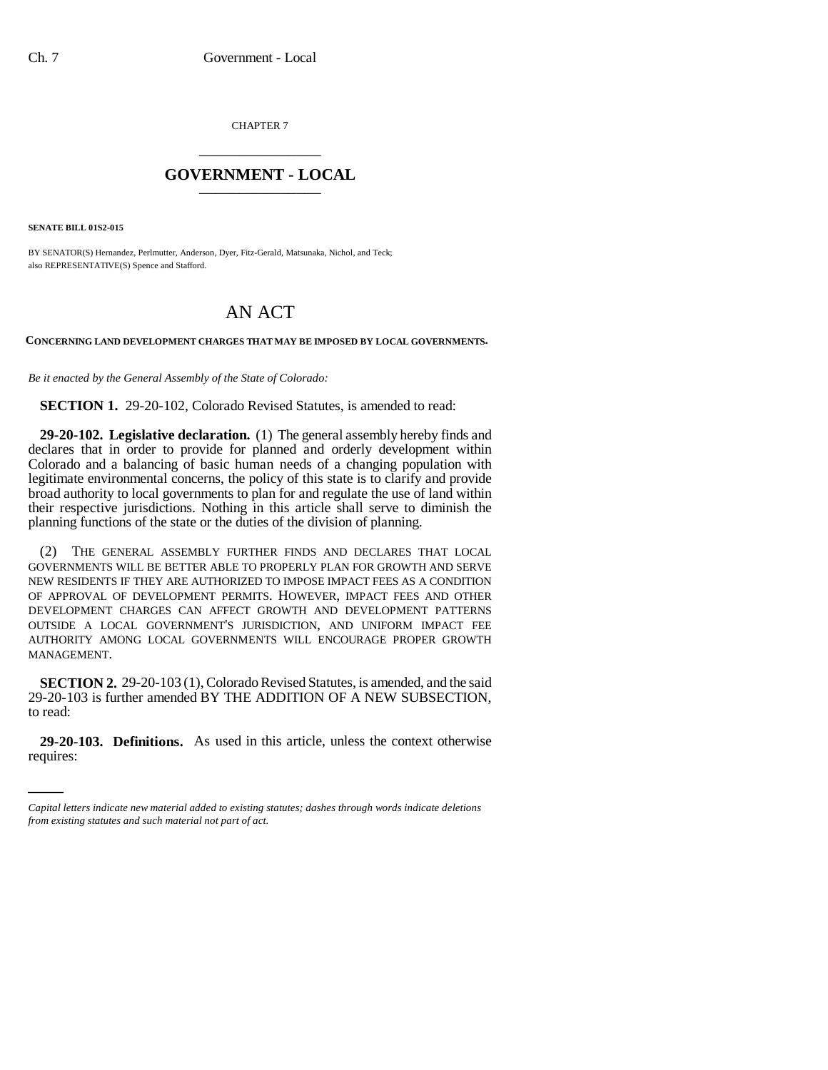CHAPTER 7

## GOVERNMENT - LOCAL

**SENATE BILL 01S2-015**

BY SENATOR(S) Hernandez, Perlmutter, Anderson, Dyer, Fitz-Gerald, Matsunaka, Nichol, and Teck; also REPRESENTATIVE(S) Spence and Stafford.

# AN ACT

**CONCERNING LAND DEVELOPMENT CHARGES THAT MAY BE IMPOSED BY LOCAL GOVERNMENTS.**

*Be it enacted by the General Assembly of the State of Colorado:*

**SECTION 1.** 29-20-102, Colorado Revised Statutes, is amended to read:

**29-20-102. Legislative declaration.** (1) The general assembly hereby finds and declares that in order to provide for planned and orderly development within Colorado and a balancing of basic human needs of a changing population with legitimate environmental concerns, the policy of this state is to clarify and provide broad authority to local governments to plan for and regulate the use of land within their respective jurisdictions. Nothing in this article shall serve to diminish the planning functions of the state or the duties of the division of planning.

(2) THE GENERAL ASSEMBLY FURTHER FINDS AND DECLARES THAT LOCAL GOVERNMENTS WILL BE BETTER ABLE TO PROPERLY PLAN FOR GROWTH AND SERVE NEW RESIDENTS IF THEY ARE AUTHORIZED TO IMPOSE IMPACT FEES AS A CONDITION OF APPROVAL OF DEVELOPMENT PERMITS. HOWEVER, IMPACT FEES AND OTHER DEVELOPMENT CHARGES CAN AFFECT GROWTH AND DEVELOPMENT PATTERNS OUTSIDE A LOCAL GOVERNMENT'S JURISDICTION, AND UNIFORM IMPACT FEE AUTHORITY AMONG LOCAL GOVERNMENTS WILL ENCOURAGE PROPER GROWTH MANAGEMENT.

**SECTION 2.** 29-20-103 (1), Colorado Revised Statutes, is amended, and the said 29-20-103 is further amended BY THE ADDITION OF A NEW SUBSECTION, to read:

**29-20-103. Definitions.** As used in this article, unless the context otherwise requires:

*Capital letters indicate new material added to existing statutes; dashes through words indicate deletions from existing statutes and such material not part of act.*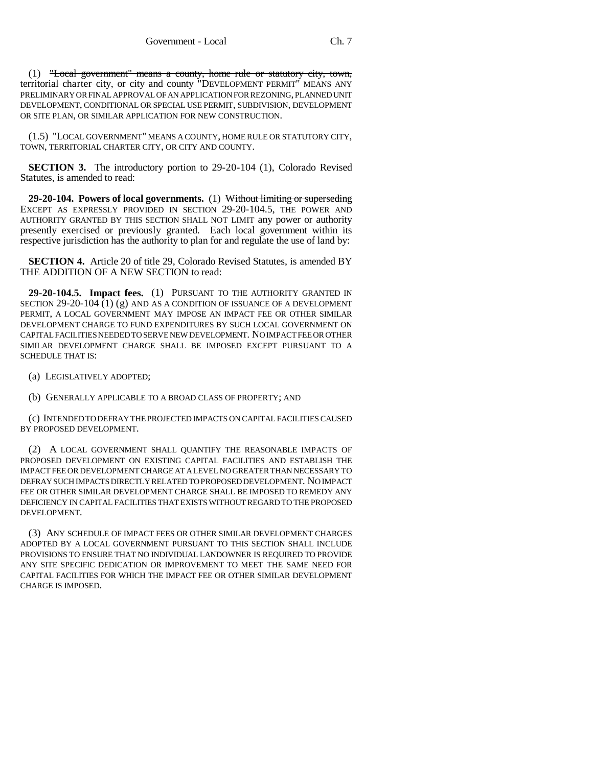(1) ~~"Local government" means a county, home rule or statutory city, town, territorial charter city, or city and county~~ "DEVELOPMENT PERMIT" MEANS ANY PRELIMINARY OR FINAL APPROVAL OF AN APPLICATION FOR REZONING, PLANNED UNIT DEVELOPMENT, CONDITIONAL OR SPECIAL USE PERMIT, SUBDIVISION, DEVELOPMENT OR SITE PLAN, OR SIMILAR APPLICATION FOR NEW CONSTRUCTION.

(1.5) "LOCAL GOVERNMENT" MEANS A COUNTY, HOME RULE OR STATUTORY CITY, TOWN, TERRITORIAL CHARTER CITY, OR CITY AND COUNTY.

**SECTION 3.** The introductory portion to 29-20-104 (1), Colorado Revised Statutes, is amended to read:

**29-20-104. Powers of local governments.** (1) ~~Without limiting or superseding~~ EXCEPT AS EXPRESSLY PROVIDED IN SECTION 29-20-104.5, THE POWER AND AUTHORITY GRANTED BY THIS SECTION SHALL NOT LIMIT any power or authority presently exercised or previously granted. Each local government within its respective jurisdiction has the authority to plan for and regulate the use of land by:

**SECTION 4.** Article 20 of title 29, Colorado Revised Statutes, is amended BY THE ADDITION OF A NEW SECTION to read:

**29-20-104.5. Impact fees.** (1) PURSUANT TO THE AUTHORITY GRANTED IN SECTION 29-20-104 (1) (g) AND AS A CONDITION OF ISSUANCE OF A DEVELOPMENT PERMIT, A LOCAL GOVERNMENT MAY IMPOSE AN IMPACT FEE OR OTHER SIMILAR DEVELOPMENT CHARGE TO FUND EXPENDITURES BY SUCH LOCAL GOVERNMENT ON CAPITAL FACILITIES NEEDED TO SERVE NEW DEVELOPMENT. NO IMPACT FEE OR OTHER SIMILAR DEVELOPMENT CHARGE SHALL BE IMPOSED EXCEPT PURSUANT TO A SCHEDULE THAT IS:

(a) LEGISLATIVELY ADOPTED;

(b) GENERALLY APPLICABLE TO A BROAD CLASS OF PROPERTY; AND

(c) INTENDED TO DEFRAY THE PROJECTED IMPACTS ON CAPITAL FACILITIES CAUSED BY PROPOSED DEVELOPMENT.

(2) A LOCAL GOVERNMENT SHALL QUANTIFY THE REASONABLE IMPACTS OF PROPOSED DEVELOPMENT ON EXISTING CAPITAL FACILITIES AND ESTABLISH THE IMPACT FEE OR DEVELOPMENT CHARGE AT A LEVEL NO GREATER THAN NECESSARY TO DEFRAY SUCH IMPACTS DIRECTLY RELATED TO PROPOSED DEVELOPMENT. NO IMPACT FEE OR OTHER SIMILAR DEVELOPMENT CHARGE SHALL BE IMPOSED TO REMEDY ANY DEFICIENCY IN CAPITAL FACILITIES THAT EXISTS WITHOUT REGARD TO THE PROPOSED DEVELOPMENT.

(3) ANY SCHEDULE OF IMPACT FEES OR OTHER SIMILAR DEVELOPMENT CHARGES ADOPTED BY A LOCAL GOVERNMENT PURSUANT TO THIS SECTION SHALL INCLUDE PROVISIONS TO ENSURE THAT NO INDIVIDUAL LANDOWNER IS REQUIRED TO PROVIDE ANY SITE SPECIFIC DEDICATION OR IMPROVEMENT TO MEET THE SAME NEED FOR CAPITAL FACILITIES FOR WHICH THE IMPACT FEE OR OTHER SIMILAR DEVELOPMENT CHARGE IS IMPOSED.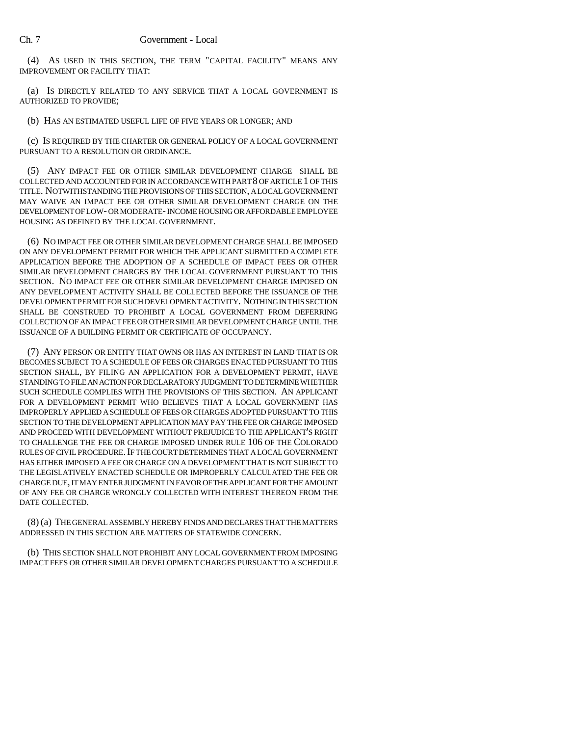(4) AS USED IN THIS SECTION, THE TERM "CAPITAL FACILITY" MEANS ANY IMPROVEMENT OR FACILITY THAT:

(a) IS DIRECTLY RELATED TO ANY SERVICE THAT A LOCAL GOVERNMENT IS AUTHORIZED TO PROVIDE;

(b) HAS AN ESTIMATED USEFUL LIFE OF FIVE YEARS OR LONGER; AND

(c) IS REQUIRED BY THE CHARTER OR GENERAL POLICY OF A LOCAL GOVERNMENT PURSUANT TO A RESOLUTION OR ORDINANCE.

(5) ANY IMPACT FEE OR OTHER SIMILAR DEVELOPMENT CHARGE SHALL BE COLLECTED AND ACCOUNTED FOR IN ACCORDANCE WITH PART 8 OF ARTICLE 1 OF THIS TITLE. NOTWITHSTANDING THE PROVISIONS OF THIS SECTION, A LOCAL GOVERNMENT MAY WAIVE AN IMPACT FEE OR OTHER SIMILAR DEVELOPMENT CHARGE ON THE DEVELOPMENT OF LOW- OR MODERATE- INCOME HOUSING OR AFFORDABLE EMPLOYEE HOUSING AS DEFINED BY THE LOCAL GOVERNMENT.

(6) NO IMPACT FEE OR OTHER SIMILAR DEVELOPMENT CHARGE SHALL BE IMPOSED ON ANY DEVELOPMENT PERMIT FOR WHICH THE APPLICANT SUBMITTED A COMPLETE APPLICATION BEFORE THE ADOPTION OF A SCHEDULE OF IMPACT FEES OR OTHER SIMILAR DEVELOPMENT CHARGES BY THE LOCAL GOVERNMENT PURSUANT TO THIS SECTION. NO IMPACT FEE OR OTHER SIMILAR DEVELOPMENT CHARGE IMPOSED ON ANY DEVELOPMENT ACTIVITY SHALL BE COLLECTED BEFORE THE ISSUANCE OF THE DEVELOPMENT PERMIT FOR SUCH DEVELOPMENT ACTIVITY. NOTHING IN THIS SECTION SHALL BE CONSTRUED TO PROHIBIT A LOCAL GOVERNMENT FROM DEFERRING COLLECTION OF AN IMPACT FEE OR OTHER SIMILAR DEVELOPMENT CHARGE UNTIL THE ISSUANCE OF A BUILDING PERMIT OR CERTIFICATE OF OCCUPANCY.

(7) ANY PERSON OR ENTITY THAT OWNS OR HAS AN INTEREST IN LAND THAT IS OR BECOMES SUBJECT TO A SCHEDULE OF FEES OR CHARGES ENACTED PURSUANT TO THIS SECTION SHALL, BY FILING AN APPLICATION FOR A DEVELOPMENT PERMIT, HAVE STANDING TO FILE AN ACTION FOR DECLARATORY JUDGMENT TO DETERMINE WHETHER SUCH SCHEDULE COMPLIES WITH THE PROVISIONS OF THIS SECTION. AN APPLICANT FOR A DEVELOPMENT PERMIT WHO BELIEVES THAT A LOCAL GOVERNMENT HAS IMPROPERLY APPLIED A SCHEDULE OF FEES OR CHARGES ADOPTED PURSUANT TO THIS SECTION TO THE DEVELOPMENT APPLICATION MAY PAY THE FEE OR CHARGE IMPOSED AND PROCEED WITH DEVELOPMENT WITHOUT PREJUDICE TO THE APPLICANT'S RIGHT TO CHALLENGE THE FEE OR CHARGE IMPOSED UNDER RULE 106 OF THE COLORADO RULES OF CIVIL PROCEDURE. IF THE COURT DETERMINES THAT A LOCAL GOVERNMENT HAS EITHER IMPOSED A FEE OR CHARGE ON A DEVELOPMENT THAT IS NOT SUBJECT TO THE LEGISLATIVELY ENACTED SCHEDULE OR IMPROPERLY CALCULATED THE FEE OR CHARGE DUE, IT MAY ENTER JUDGMENT IN FAVOR OF THE APPLICANT FOR THE AMOUNT OF ANY FEE OR CHARGE WRONGLY COLLECTED WITH INTEREST THEREON FROM THE DATE COLLECTED.

(8) (a) THE GENERAL ASSEMBLY HEREBY FINDS AND DECLARES THAT THE MATTERS ADDRESSED IN THIS SECTION ARE MATTERS OF STATEWIDE CONCERN.

(b) THIS SECTION SHALL NOT PROHIBIT ANY LOCAL GOVERNMENT FROM IMPOSING IMPACT FEES OR OTHER SIMILAR DEVELOPMENT CHARGES PURSUANT TO A SCHEDULE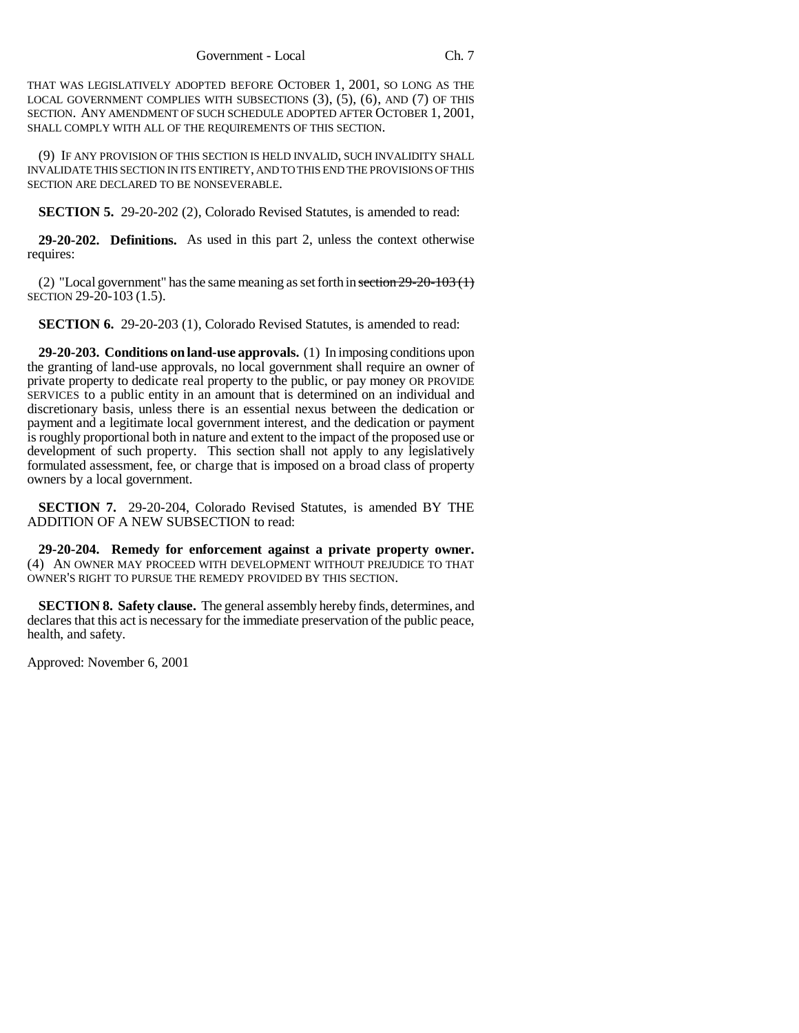THAT WAS LEGISLATIVELY ADOPTED BEFORE OCTOBER 1, 2001, SO LONG AS THE LOCAL GOVERNMENT COMPLIES WITH SUBSECTIONS (3), (5), (6), AND (7) OF THIS SECTION. ANY AMENDMENT OF SUCH SCHEDULE ADOPTED AFTER OCTOBER 1, 2001, SHALL COMPLY WITH ALL OF THE REQUIREMENTS OF THIS SECTION.

(9) IF ANY PROVISION OF THIS SECTION IS HELD INVALID, SUCH INVALIDITY SHALL INVALIDATE THIS SECTION IN ITS ENTIRETY, AND TO THIS END THE PROVISIONS OF THIS SECTION ARE DECLARED TO BE NONSEVERABLE.

**SECTION 5.** 29-20-202 (2), Colorado Revised Statutes, is amended to read:

**29-20-202. Definitions.** As used in this part 2, unless the context otherwise requires:

(2) "Local government" has the same meaning as set forth in ~~section 29-20-103 (1)~~ SECTION 29-20-103 (1.5).

**SECTION 6.** 29-20-203 (1), Colorado Revised Statutes, is amended to read:

**29-20-203. Conditions on land-use approvals.** (1) In imposing conditions upon the granting of land-use approvals, no local government shall require an owner of private property to dedicate real property to the public, or pay money OR PROVIDE SERVICES to a public entity in an amount that is determined on an individual and discretionary basis, unless there is an essential nexus between the dedication or payment and a legitimate local government interest, and the dedication or payment is roughly proportional both in nature and extent to the impact of the proposed use or development of such property. This section shall not apply to any legislatively formulated assessment, fee, or charge that is imposed on a broad class of property owners by a local government.

**SECTION 7.** 29-20-204, Colorado Revised Statutes, is amended BY THE ADDITION OF A NEW SUBSECTION to read:

**29-20-204. Remedy for enforcement against a private property owner.** (4) AN OWNER MAY PROCEED WITH DEVELOPMENT WITHOUT PREJUDICE TO THAT OWNER'S RIGHT TO PURSUE THE REMEDY PROVIDED BY THIS SECTION.

**SECTION 8. Safety clause.** The general assembly hereby finds, determines, and declares that this act is necessary for the immediate preservation of the public peace, health, and safety.

Approved: November 6, 2001